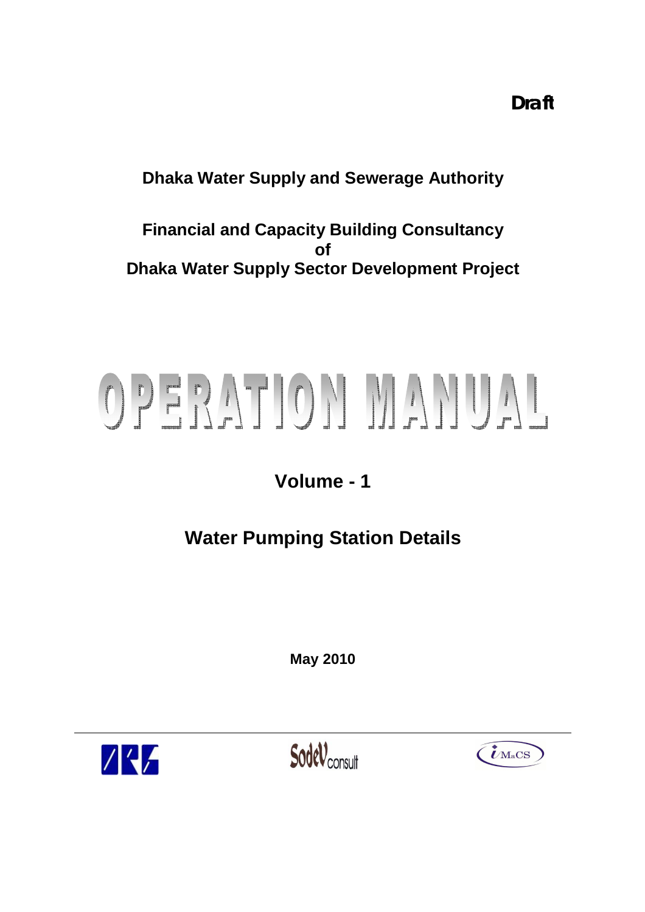**Draft**

# Dhaka Water Supply and Sewerage Authority

## Financial and Capacity Building Consultancy of Dhaka Water Supply Sector Development Project

# OPERATION MANUAL

## Volume - 1

## Water Pumping Station Details

**May 2010**

ORG

SodeV consult

iMaCS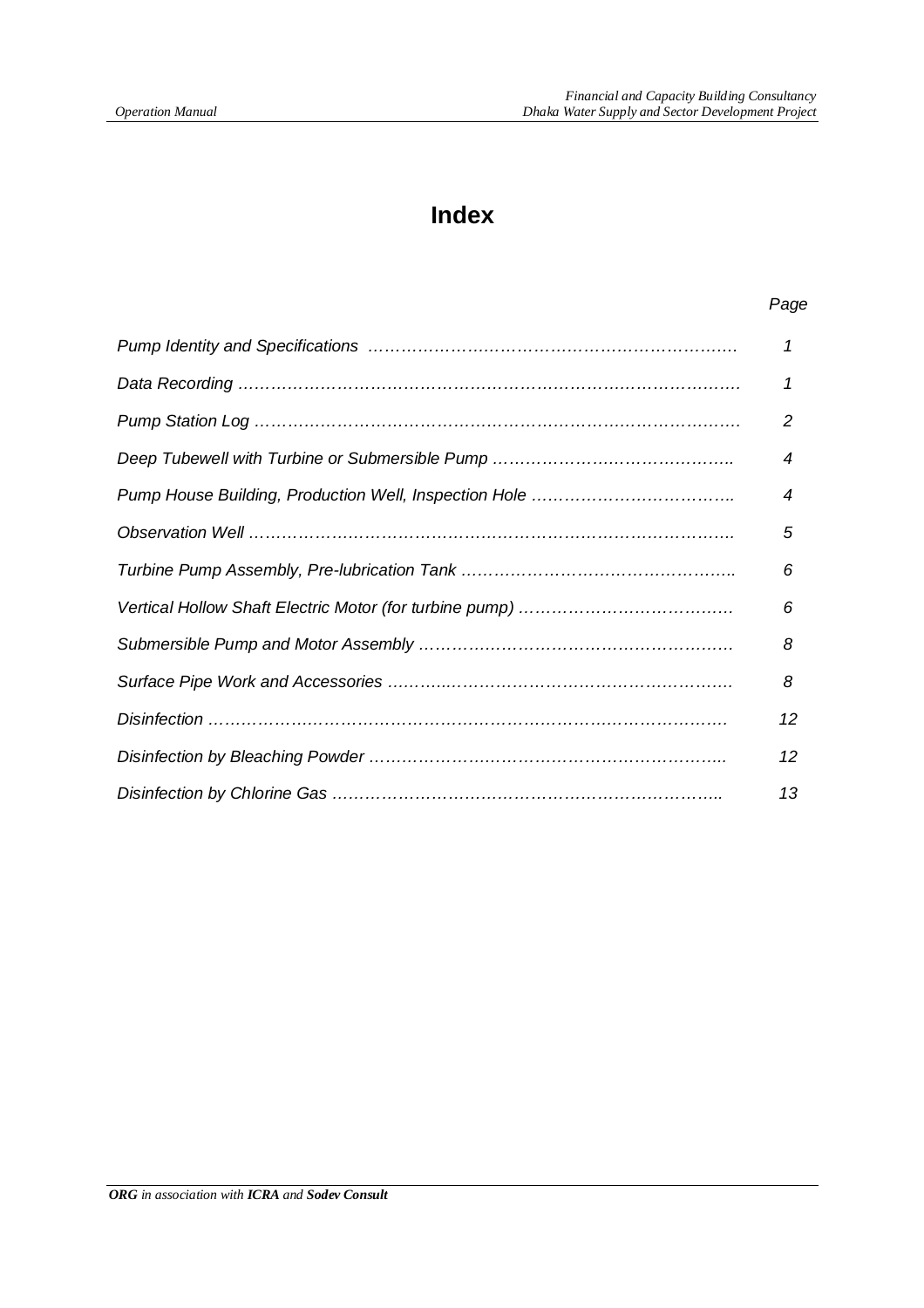# Index

| | Page |
|---|---|
| *Pump Identity and Specifications* | *1* |
| *Data Recording* | *1* |
| *Pump Station Log* | *2* |
| *Deep Tubewell with Turbine or Submersible Pump* | *4* |
| *Pump House Building, Production Well, Inspection Hole* | *4* |
| *Observation Well* | *5* |
| *Turbine Pump Assembly, Pre-lubrication Tank* | *6* |
| *Vertical Hollow Shaft Electric Motor (for turbine pump)* | *6* |
| *Submersible Pump and Motor Assembly* | *8* |
| *Surface Pipe Work and Accessories* | *8* |
| *Disinfection* | *12* |
| *Disinfection by Bleaching Powder* | *12* |
| *Disinfection by Chlorine Gas* | *13* |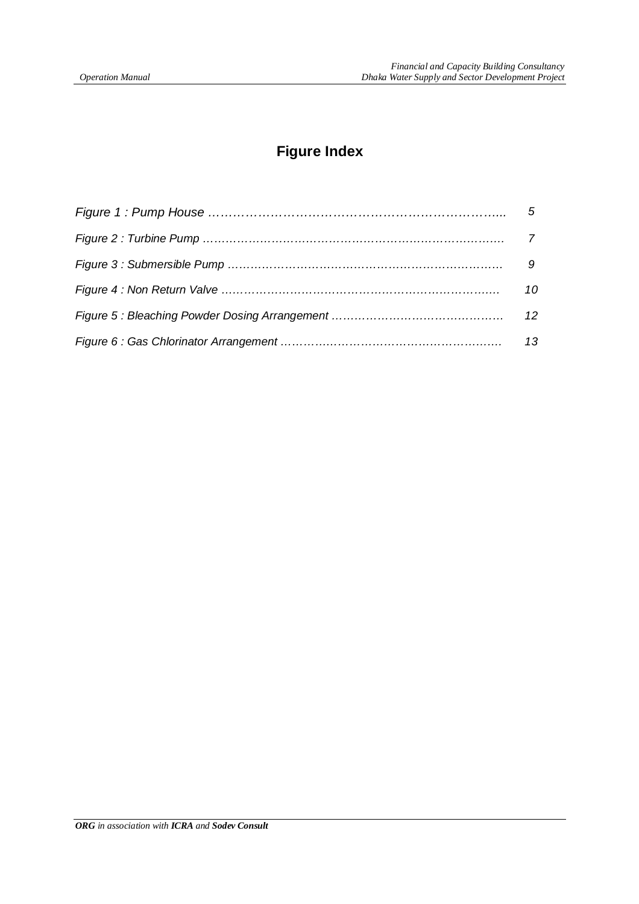# Figure Index

| | |
|---|---|
| *Figure 1 : Pump House ………………………………………………………………..* | *5* |
| *Figure 2 : Turbine Pump …………………………………………………………………….* | *7* |
| *Figure 3 : Submersible Pump ……………………………………………………………….* | *9* |
| *Figure 4 : Non Return Valve ……………………………………………………………….* | *10* |
| *Figure 5 : Bleaching Powder Dosing Arrangement …………………………………….* | *12* |
| *Figure 6 : Gas Chlorinator Arrangement ……………………………………………….* | *13* |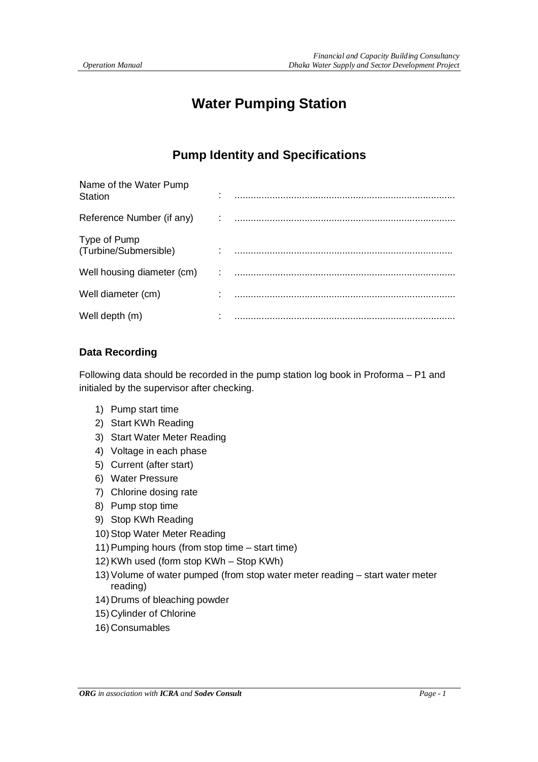# Water Pumping Station

## Pump Identity and Specifications

| | | |
|---|---|---|
| Name of the Water Pump Station | : | .................................................................................. |
| Reference Number (if any) | : | .................................................................................. |
| Type of Pump (Turbine/Submersible) | : | ................................................................................. |
| Well housing diameter (cm) | : | .................................................................................. |
| Well diameter (cm) | : | .................................................................................. |
| Well depth (m) | : | .................................................................................. |

### Data Recording

Following data should be recorded in the pump station log book in Proforma – P1 and initialed by the supervisor after checking.

1) Pump start time
2) Start KWh Reading
3) Start Water Meter Reading
4) Voltage in each phase
5) Current (after start)
6) Water Pressure
7) Chlorine dosing rate
8) Pump stop time
9) Stop KWh Reading
10) Stop Water Meter Reading
11) Pumping hours (from stop time – start time)
12) KWh used (form stop KWh – Stop KWh)
13) Volume of water pumped (from stop water meter reading – start water meter reading)
14) Drums of bleaching powder
15) Cylinder of Chlorine
16) Consumables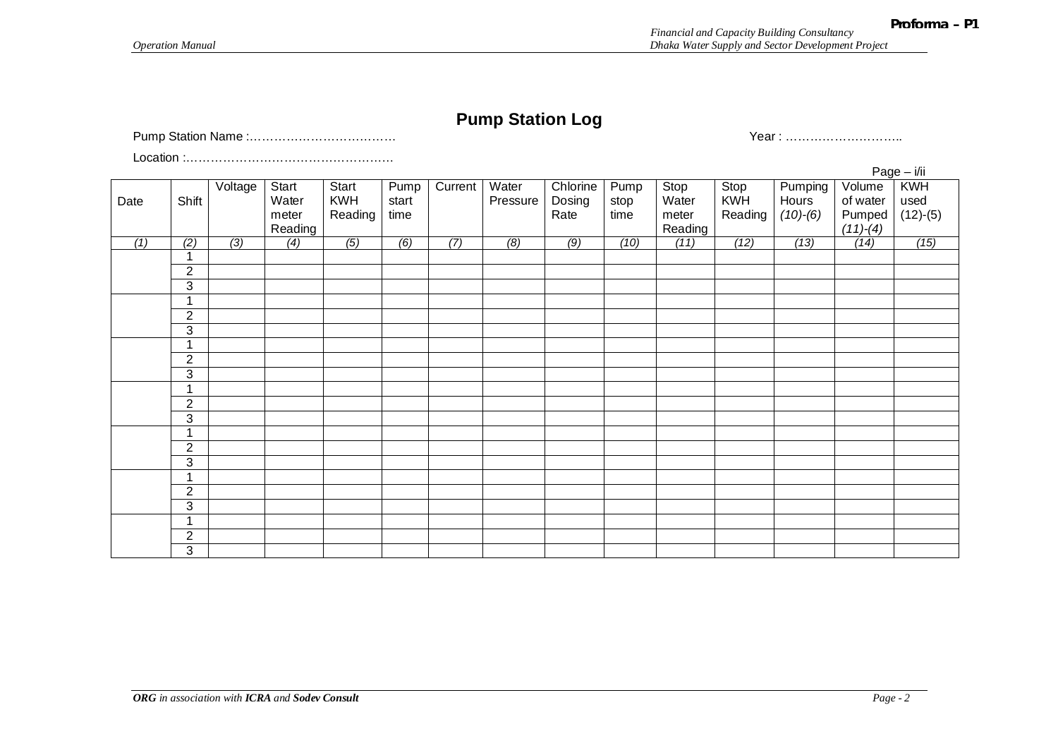Proforma – P1

## Pump Station Log

Pump Station Name :……………………………… Year : ………………………..

Location :…………………………………………….

Page – i/ii

| Date | Shift | Voltage | Start Water meter Reading | Start KWH Reading | Pump start time | Current | Water Pressure | Chlorine Dosing Rate | Pump stop time | Stop Water meter Reading | Stop KWH Reading | Pumping Hours *(10)-(6)* | Volume of water Pumped *(11)-(4)* | KWH used (12)-(5) |
|---|---|---|---|---|---|---|---|---|---|---|---|---|---|---|
| *(1)* | *(2)* | *(3)* | *(4)* | *(5)* | *(6)* | *(7)* | *(8)* | *(9)* | *(10)* | *(11)* | *(12)* | *(13)* | *(14)* | *(15)* |
| | 1 | | | | | | | | | | | | | |
| | 2 | | | | | | | | | | | | | |
| | 3 | | | | | | | | | | | | | |
| | 1 | | | | | | | | | | | | | |
| | 2 | | | | | | | | | | | | | |
| | 3 | | | | | | | | | | | | | |
| | 1 | | | | | | | | | | | | | |
| | 2 | | | | | | | | | | | | | |
| | 3 | | | | | | | | | | | | | |
| | 1 | | | | | | | | | | | | | |
| | 2 | | | | | | | | | | | | | |
| | 3 | | | | | | | | | | | | | |
| | 1 | | | | | | | | | | | | | |
| | 2 | | | | | | | | | | | | | |
| | 3 | | | | | | | | | | | | | |
| | 1 | | | | | | | | | | | | | |
| | 2 | | | | | | | | | | | | | |
| | 3 | | | | | | | | | | | | | |
| | 1 | | | | | | | | | | | | | |
| | 2 | | | | | | | | | | | | | |
| | 3 | | | | | | | | | | | | | |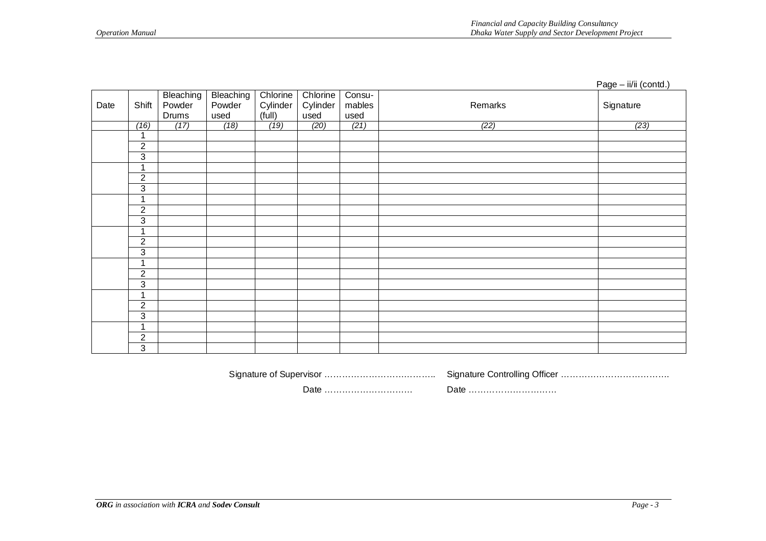Page – ii/ii (contd.)

| Date | Shift | Bleaching Powder Drums | Bleaching Powder used | Chlorine Cylinder (full) | Chlorine Cylinder used | Consu-mables used | Remarks | Signature |
|---|---|---|---|---|---|---|---|---|
| | *(16)* | *(17)* | *(18)* | *(19)* | *(20)* | *(21)* | *(22)* | *(23)* |
| | 1 | | | | | | | |
| | 2 | | | | | | | |
| | 3 | | | | | | | |
| | 1 | | | | | | | |
| | 2 | | | | | | | |
| | 3 | | | | | | | |
| | 1 | | | | | | | |
| | 2 | | | | | | | |
| | 3 | | | | | | | |
| | 1 | | | | | | | |
| | 2 | | | | | | | |
| | 3 | | | | | | | |
| | 1 | | | | | | | |
| | 2 | | | | | | | |
| | 3 | | | | | | | |
| | 1 | | | | | | | |
| | 2 | | | | | | | |
| | 3 | | | | | | | |
| | 1 | | | | | | | |
| | 2 | | | | | | | |
| | 3 | | | | | | | |

Signature of Supervisor ……………………………….. Signature Controlling Officer ……………………………….

Date ………………………… Date …………………………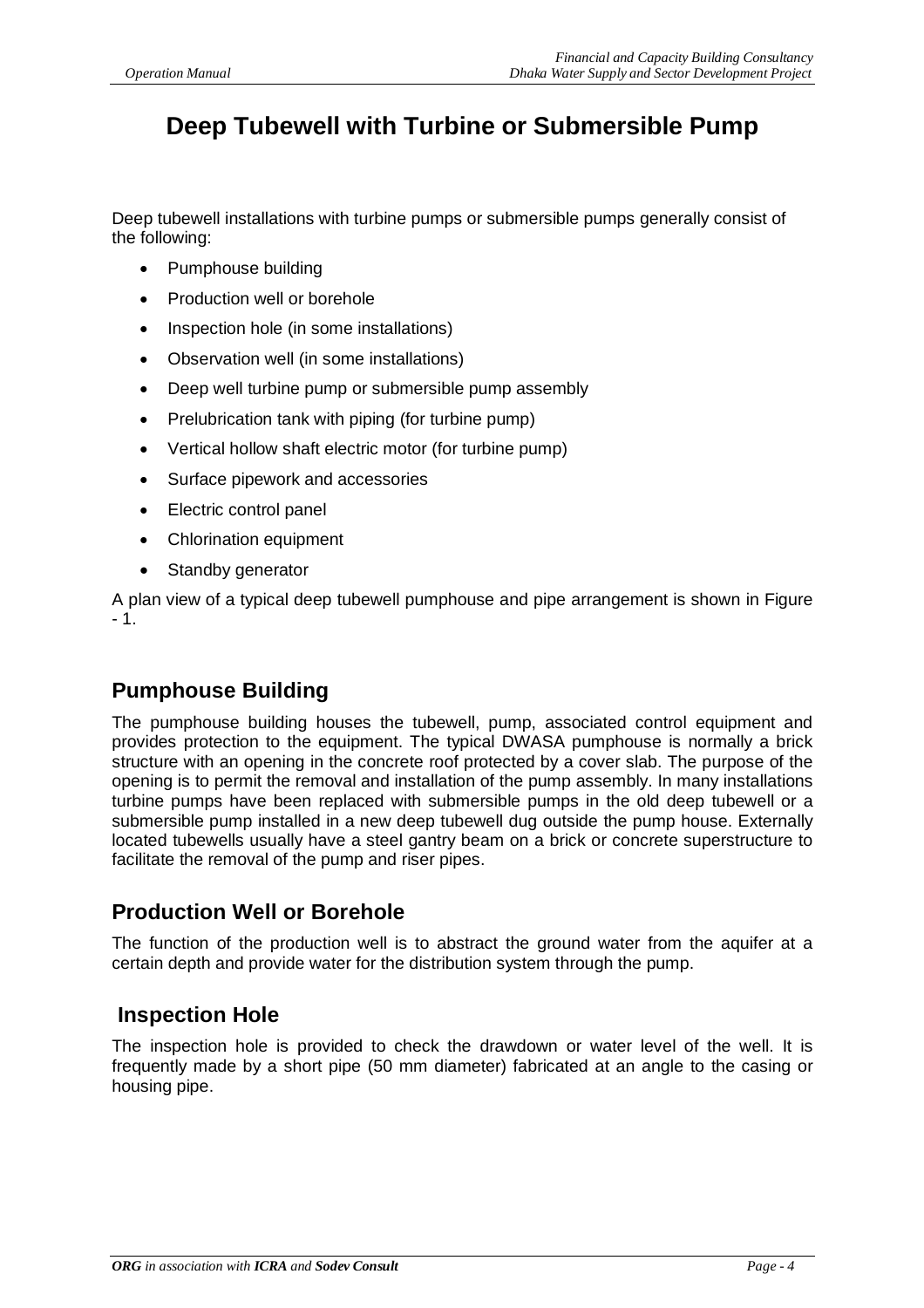# Deep Tubewell with Turbine or Submersible Pump

Deep tubewell installations with turbine pumps or submersible pumps generally consist of the following:

- Pumphouse building
- Production well or borehole
- Inspection hole (in some installations)
- Observation well (in some installations)
- Deep well turbine pump or submersible pump assembly
- Prelubrication tank with piping (for turbine pump)
- Vertical hollow shaft electric motor (for turbine pump)
- Surface pipework and accessories
- Electric control panel
- Chlorination equipment
- Standby generator

A plan view of a typical deep tubewell pumphouse and pipe arrangement is shown in Figure - 1.

## Pumphouse Building

The pumphouse building houses the tubewell, pump, associated control equipment and provides protection to the equipment. The typical DWASA pumphouse is normally a brick structure with an opening in the concrete roof protected by a cover slab. The purpose of the opening is to permit the removal and installation of the pump assembly. In many installations turbine pumps have been replaced with submersible pumps in the old deep tubewell or a submersible pump installed in a new deep tubewell dug outside the pump house. Externally located tubewells usually have a steel gantry beam on a brick or concrete superstructure to facilitate the removal of the pump and riser pipes.

## Production Well or Borehole

The function of the production well is to abstract the ground water from the aquifer at a certain depth and provide water for the distribution system through the pump.

## Inspection Hole

The inspection hole is provided to check the drawdown or water level of the well. It is frequently made by a short pipe (50 mm diameter) fabricated at an angle to the casing or housing pipe.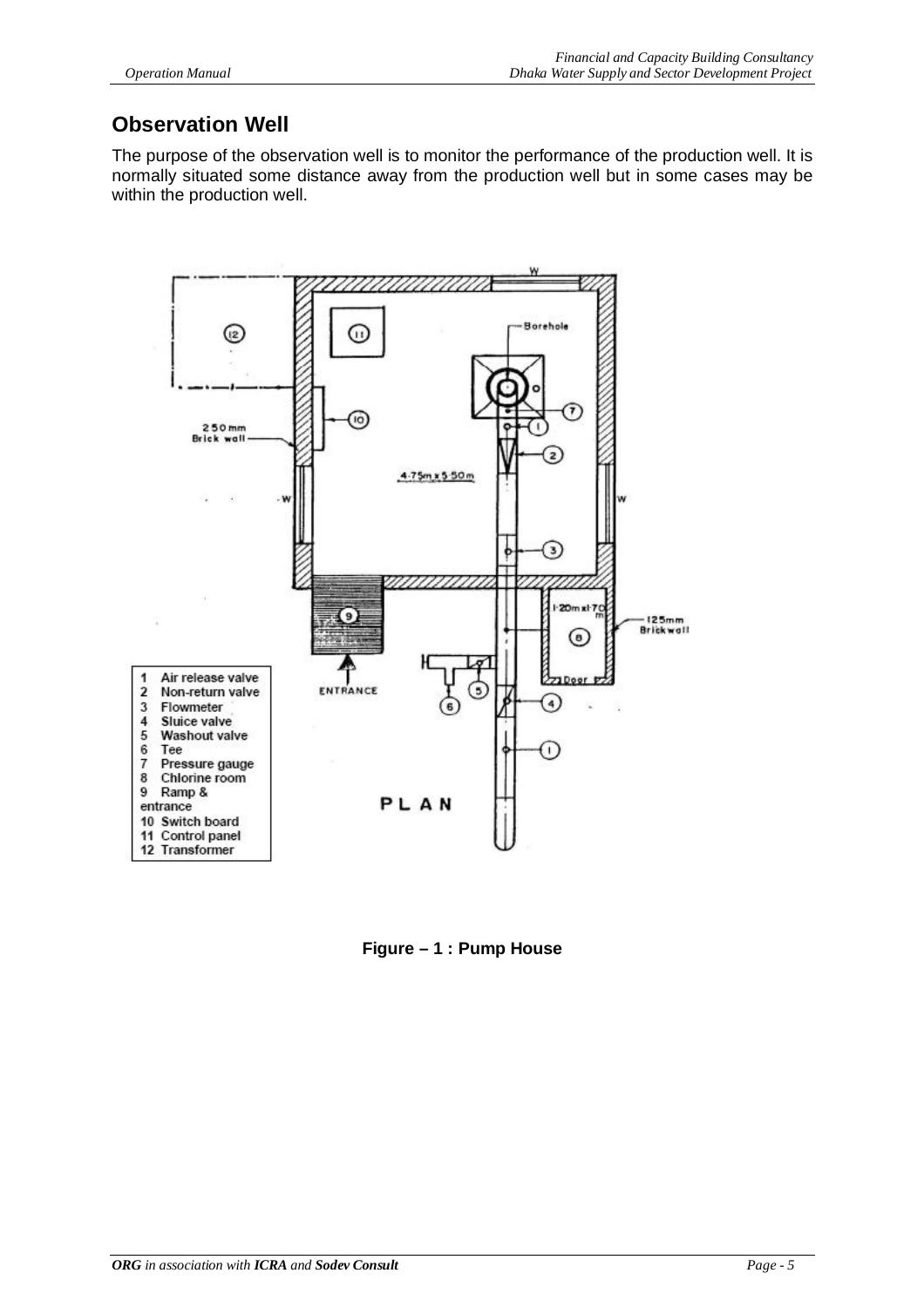## Observation Well

The purpose of the observation well is to monitor the performance of the production well. It is normally situated some distance away from the production well but in some cases may be within the production well.

1 Air release valve
2 Non-return valve
3 Flowmeter
4 Sluice valve
5 Washout valve
6 Tee
7 Pressure gauge
8 Chlorine room
9 Ramp & entrance
10 Switch board
11 Control panel
12 Transformer

**Figure – 1 : Pump House**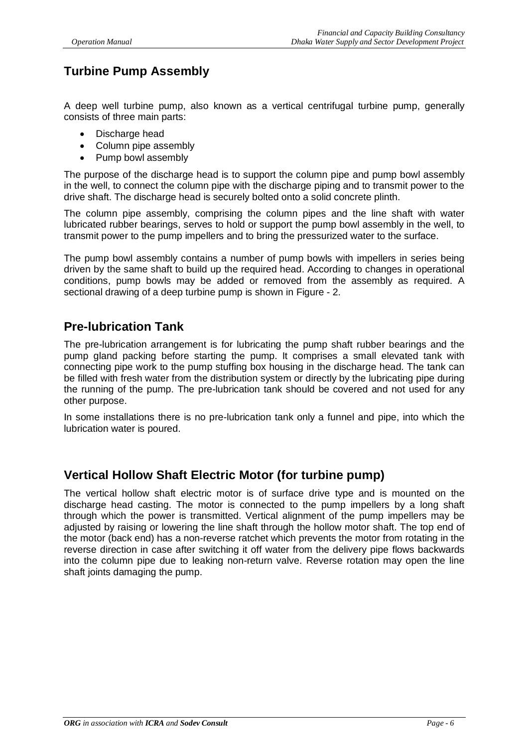## Turbine Pump Assembly

A deep well turbine pump, also known as a vertical centrifugal turbine pump, generally consists of three main parts:

- Discharge head
- Column pipe assembly
- Pump bowl assembly

The purpose of the discharge head is to support the column pipe and pump bowl assembly in the well, to connect the column pipe with the discharge piping and to transmit power to the drive shaft. The discharge head is securely bolted onto a solid concrete plinth.

The column pipe assembly, comprising the column pipes and the line shaft with water lubricated rubber bearings, serves to hold or support the pump bowl assembly in the well, to transmit power to the pump impellers and to bring the pressurized water to the surface.

The pump bowl assembly contains a number of pump bowls with impellers in series being driven by the same shaft to build up the required head. According to changes in operational conditions, pump bowls may be added or removed from the assembly as required. A sectional drawing of a deep turbine pump is shown in Figure - 2.

## Pre-lubrication Tank

The pre-lubrication arrangement is for lubricating the pump shaft rubber bearings and the pump gland packing before starting the pump. It comprises a small elevated tank with connecting pipe work to the pump stuffing box housing in the discharge head. The tank can be filled with fresh water from the distribution system or directly by the lubricating pipe during the running of the pump. The pre-lubrication tank should be covered and not used for any other purpose.

In some installations there is no pre-lubrication tank only a funnel and pipe, into which the lubrication water is poured.

## Vertical Hollow Shaft Electric Motor (for turbine pump)

The vertical hollow shaft electric motor is of surface drive type and is mounted on the discharge head casting. The motor is connected to the pump impellers by a long shaft through which the power is transmitted. Vertical alignment of the pump impellers may be adjusted by raising or lowering the line shaft through the hollow motor shaft. The top end of the motor (back end) has a non-reverse ratchet which prevents the motor from rotating in the reverse direction in case after switching it off water from the delivery pipe flows backwards into the column pipe due to leaking non-return valve. Reverse rotation may open the line shaft joints damaging the pump.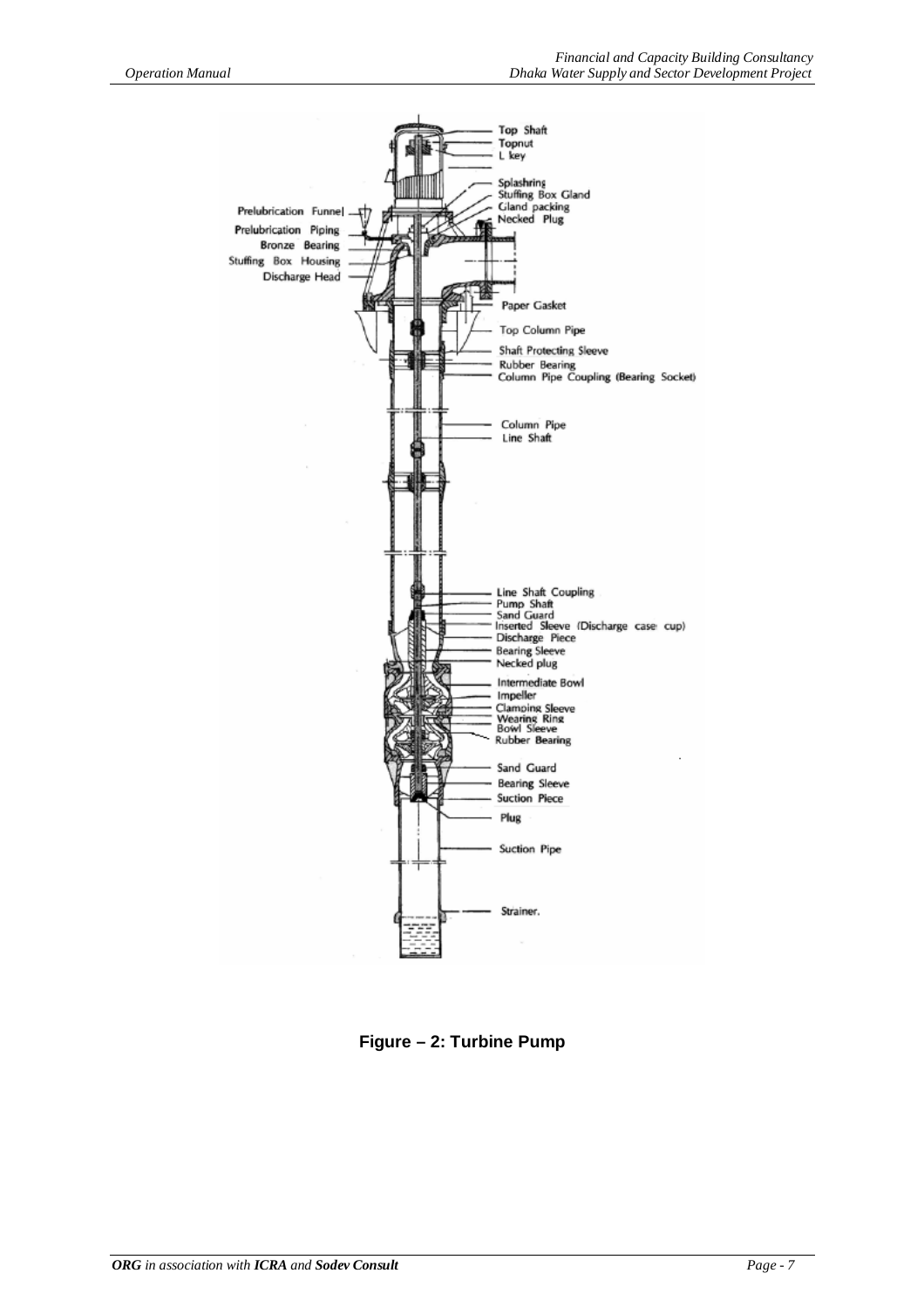**Figure – 2: Turbine Pump**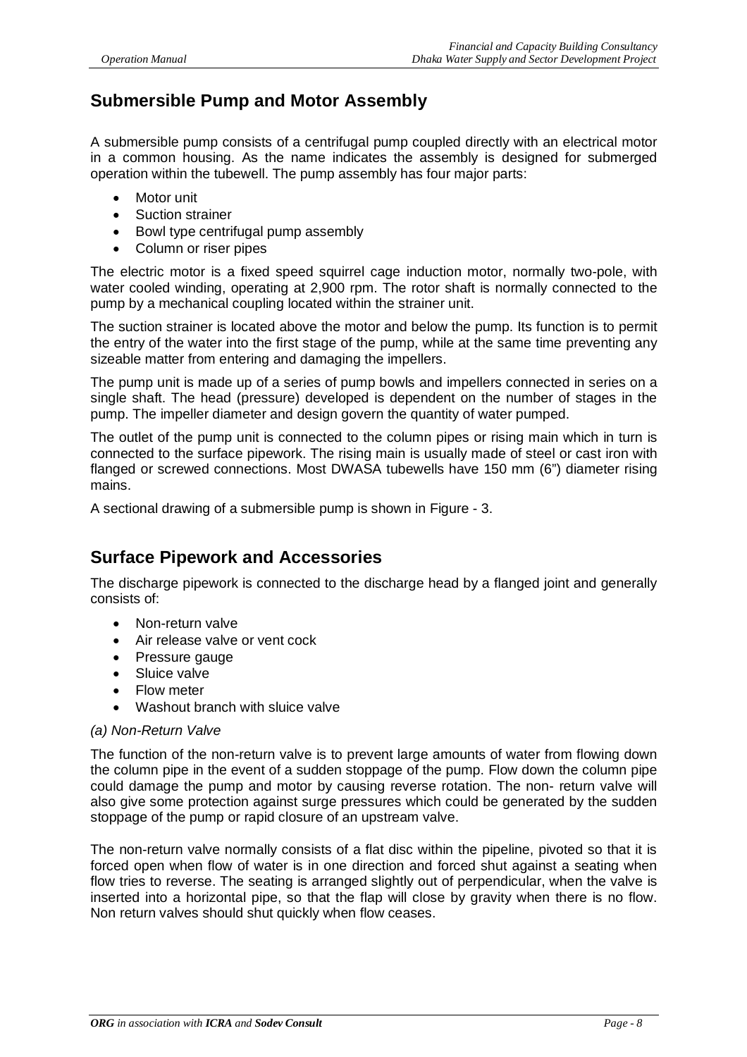## Submersible Pump and Motor Assembly

A submersible pump consists of a centrifugal pump coupled directly with an electrical motor in a common housing. As the name indicates the assembly is designed for submerged operation within the tubewell. The pump assembly has four major parts:

- Motor unit
- Suction strainer
- Bowl type centrifugal pump assembly
- Column or riser pipes

The electric motor is a fixed speed squirrel cage induction motor, normally two-pole, with water cooled winding, operating at 2,900 rpm. The rotor shaft is normally connected to the pump by a mechanical coupling located within the strainer unit.

The suction strainer is located above the motor and below the pump. Its function is to permit the entry of the water into the first stage of the pump, while at the same time preventing any sizeable matter from entering and damaging the impellers.

The pump unit is made up of a series of pump bowls and impellers connected in series on a single shaft. The head (pressure) developed is dependent on the number of stages in the pump. The impeller diameter and design govern the quantity of water pumped.

The outlet of the pump unit is connected to the column pipes or rising main which in turn is connected to the surface pipework. The rising main is usually made of steel or cast iron with flanged or screwed connections. Most DWASA tubewells have 150 mm (6") diameter rising mains.

A sectional drawing of a submersible pump is shown in Figure - 3.

## Surface Pipework and Accessories

The discharge pipework is connected to the discharge head by a flanged joint and generally consists of:

- Non-return valve
- Air release valve or vent cock
- Pressure gauge
- Sluice valve
- Flow meter
- Washout branch with sluice valve

*(a) Non-Return Valve*

The function of the non-return valve is to prevent large amounts of water from flowing down the column pipe in the event of a sudden stoppage of the pump. Flow down the column pipe could damage the pump and motor by causing reverse rotation. The non- return valve will also give some protection against surge pressures which could be generated by the sudden stoppage of the pump or rapid closure of an upstream valve.

The non-return valve normally consists of a flat disc within the pipeline, pivoted so that it is forced open when flow of water is in one direction and forced shut against a seating when flow tries to reverse. The seating is arranged slightly out of perpendicular, when the valve is inserted into a horizontal pipe, so that the flap will close by gravity when there is no flow. Non return valves should shut quickly when flow ceases.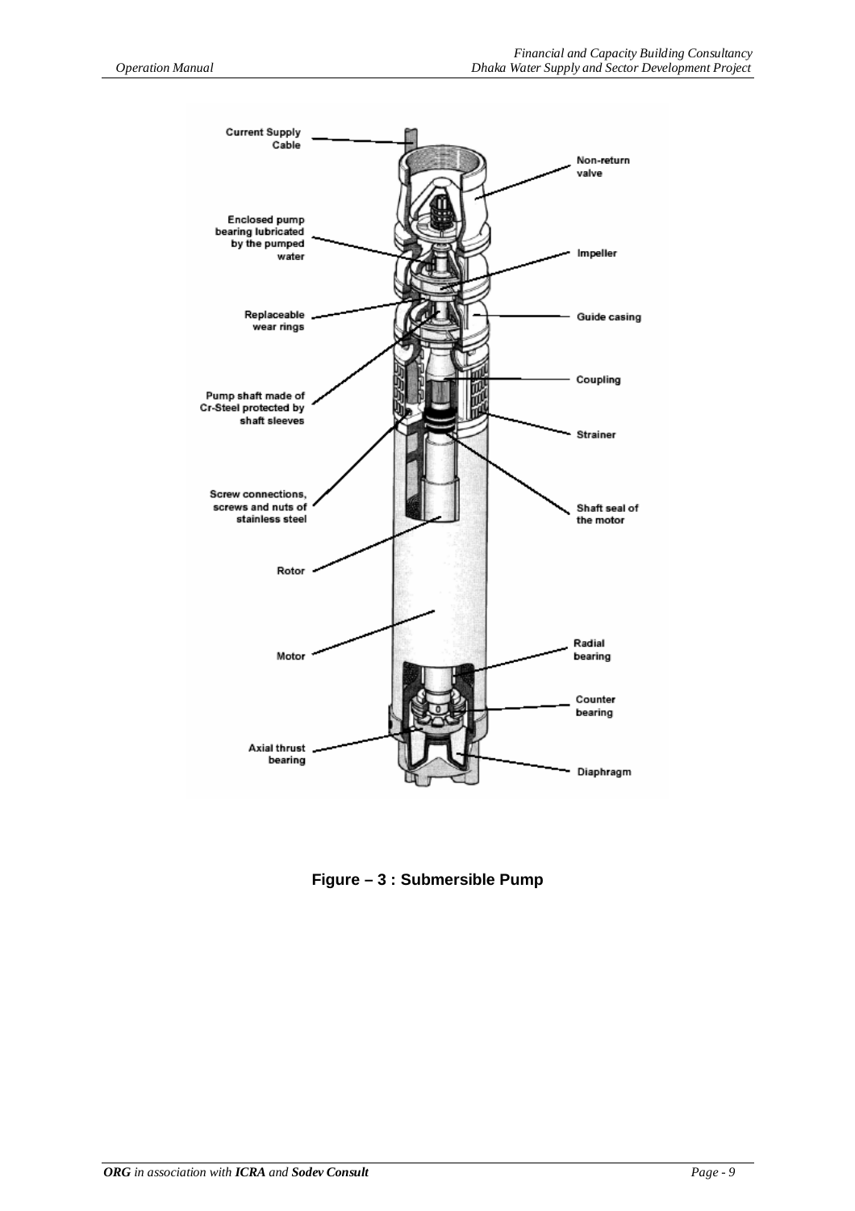**Figure – 3 : Submersible Pump**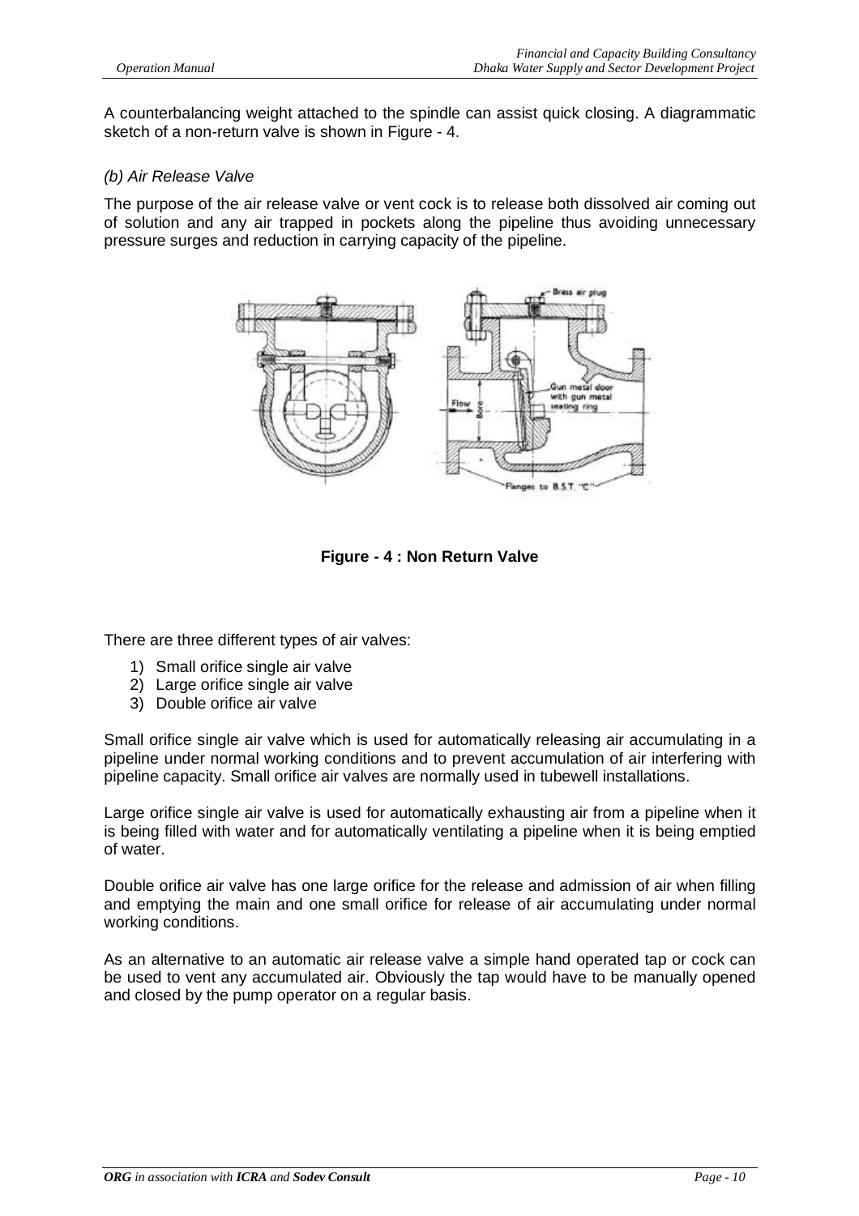A counterbalancing weight attached to the spindle can assist quick closing. A diagrammatic sketch of a non-return valve is shown in Figure - 4.

*(b) Air Release Valve*

The purpose of the air release valve or vent cock is to release both dissolved air coming out of solution and any air trapped in pockets along the pipeline thus avoiding unnecessary pressure surges and reduction in carrying capacity of the pipeline.

**Figure - 4 : Non Return Valve**

There are three different types of air valves:

1) Small orifice single air valve
2) Large orifice single air valve
3) Double orifice air valve

Small orifice single air valve which is used for automatically releasing air accumulating in a pipeline under normal working conditions and to prevent accumulation of air interfering with pipeline capacity. Small orifice air valves are normally used in tubewell installations.

Large orifice single air valve is used for automatically exhausting air from a pipeline when it is being filled with water and for automatically ventilating a pipeline when it is being emptied of water.

Double orifice air valve has one large orifice for the release and admission of air when filling and emptying the main and one small orifice for release of air accumulating under normal working conditions.

As an alternative to an automatic air release valve a simple hand operated tap or cock can be used to vent any accumulated air. Obviously the tap would have to be manually opened and closed by the pump operator on a regular basis.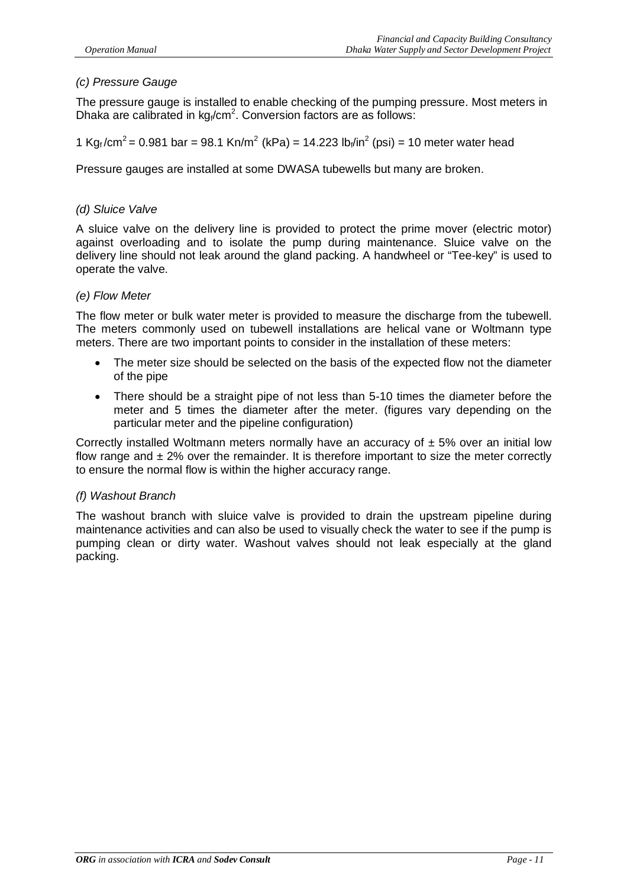*(c) Pressure Gauge*

The pressure gauge is installed to enable checking of the pumping pressure. Most meters in Dhaka are calibrated in $kg_f/cm^2$. Conversion factors are as follows:

1 $Kg_f/cm^2$ = 0.981 bar = 98.1 $Kn/m^2$ (kPa) = 14.223 $lb_f/in^2$ (psi) = 10 meter water head

Pressure gauges are installed at some DWASA tubewells but many are broken.

*(d) Sluice Valve*

A sluice valve on the delivery line is provided to protect the prime mover (electric motor) against overloading and to isolate the pump during maintenance. Sluice valve on the delivery line should not leak around the gland packing. A handwheel or "Tee-key" is used to operate the valve.

*(e) Flow Meter*

The flow meter or bulk water meter is provided to measure the discharge from the tubewell. The meters commonly used on tubewell installations are helical vane or Woltmann type meters. There are two important points to consider in the installation of these meters:

- The meter size should be selected on the basis of the expected flow not the diameter of the pipe
- There should be a straight pipe of not less than 5-10 times the diameter before the meter and 5 times the diameter after the meter. (figures vary depending on the particular meter and the pipeline configuration)

Correctly installed Woltmann meters normally have an accuracy of ± 5% over an initial low flow range and ± 2% over the remainder. It is therefore important to size the meter correctly to ensure the normal flow is within the higher accuracy range.

*(f) Washout Branch*

The washout branch with sluice valve is provided to drain the upstream pipeline during maintenance activities and can also be used to visually check the water to see if the pump is pumping clean or dirty water. Washout valves should not leak especially at the gland packing.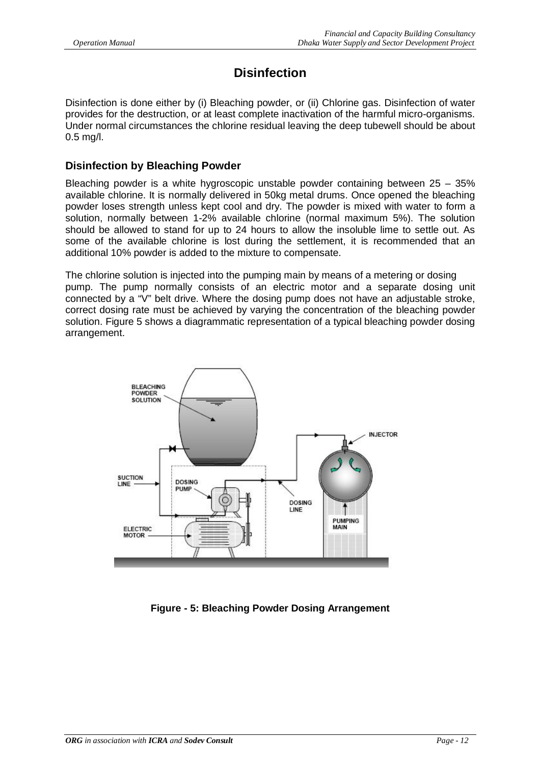# Disinfection

Disinfection is done either by (i) Bleaching powder, or (ii) Chlorine gas. Disinfection of water provides for the destruction, or at least complete inactivation of the harmful micro-organisms. Under normal circumstances the chlorine residual leaving the deep tubewell should be about 0.5 mg/l.

## Disinfection by Bleaching Powder

Bleaching powder is a white hygroscopic unstable powder containing between 25 – 35% available chlorine. It is normally delivered in 50kg metal drums. Once opened the bleaching powder loses strength unless kept cool and dry. The powder is mixed with water to form a solution, normally between 1-2% available chlorine (normal maximum 5%). The solution should be allowed to stand for up to 24 hours to allow the insoluble lime to settle out. As some of the available chlorine is lost during the settlement, it is recommended that an additional 10% powder is added to the mixture to compensate.

The chlorine solution is injected into the pumping main by means of a metering or dosing pump. The pump normally consists of an electric motor and a separate dosing unit connected by a "V" belt drive. Where the dosing pump does not have an adjustable stroke, correct dosing rate must be achieved by varying the concentration of the bleaching powder solution. Figure 5 shows a diagrammatic representation of a typical bleaching powder dosing arrangement.

**Figure - 5: Bleaching Powder Dosing Arrangement**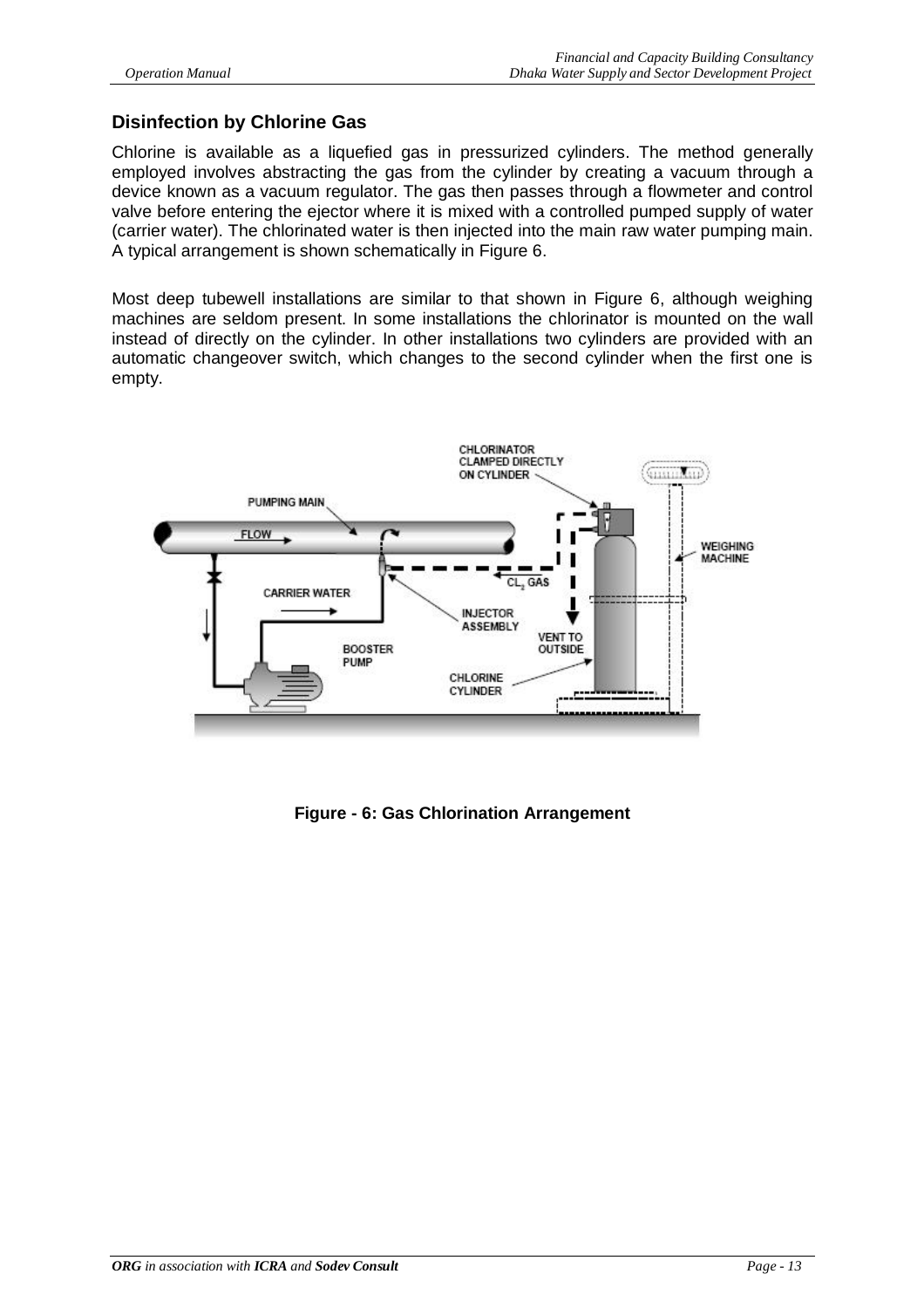## Disinfection by Chlorine Gas

Chlorine is available as a liquefied gas in pressurized cylinders. The method generally employed involves abstracting the gas from the cylinder by creating a vacuum through a device known as a vacuum regulator. The gas then passes through a flowmeter and control valve before entering the ejector where it is mixed with a controlled pumped supply of water (carrier water). The chlorinated water is then injected into the main raw water pumping main. A typical arrangement is shown schematically in Figure 6.

Most deep tubewell installations are similar to that shown in Figure 6, although weighing machines are seldom present. In some installations the chlorinator is mounted on the wall instead of directly on the cylinder. In other installations two cylinders are provided with an automatic changeover switch, which changes to the second cylinder when the first one is empty.

CHLORINATOR CLAMPED DIRECTLY ON CYLINDER

PUMPING MAIN

FLOW

WEIGHING MACHINE

$CL_2$ GAS

CARRIER WATER

INJECTOR ASSEMBLY

VENT TO OUTSIDE

BOOSTER PUMP

CHLORINE CYLINDER

**Figure - 6: Gas Chlorination Arrangement**